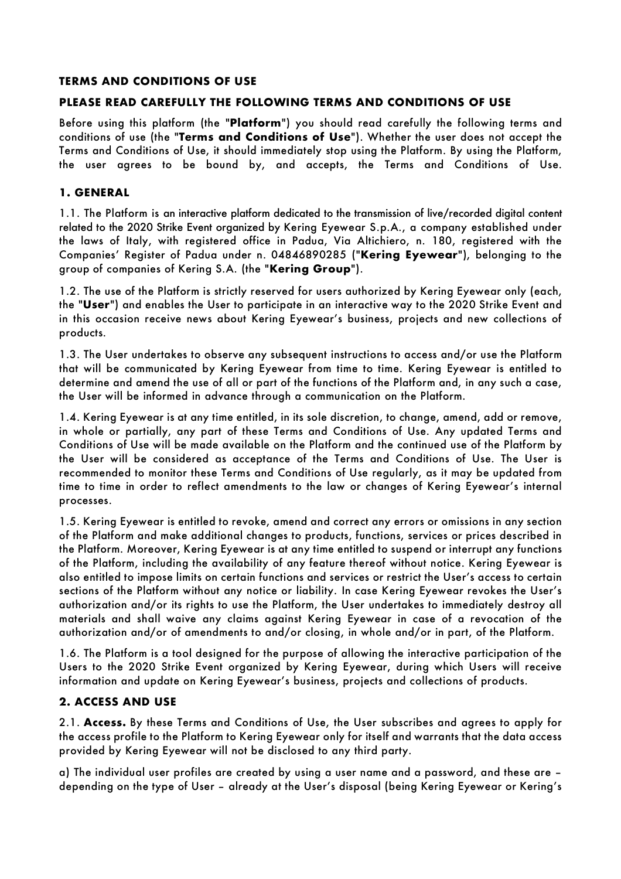# TERMS AND CONDITIONS OF USE

## PLEASE READ CAREFULLY THE FOLLOWING TERMS AND CONDITIONS OF USE

Before using this platform (the "**Platform**") you should read carefully the following terms and conditions of use (the "**Terms and Conditions of Use**"). Whether the user does not accept the Terms and Conditions of Use, it should immediately stop using the Platform. By using the Platform, the user agrees to be bound by, and accepts, the Terms and Conditions of Use.

## 1. GENERAL

1.1. The Platform is an interactive platform dedicated to the transmission of live/recorded digital content related to the 2020 Strike Event organized by Kering Eyewear S.p.A., a company established under the laws of Italy, with registered office in Padua, Via Altichiero, n. 180, registered with the Companies' Register of Padua under n. 04846890285 ("**Kering Eyewear**"), belonging to the group of companies of Kering S.A. (the "**Kering Group**").

1.2. The use of the Platform is strictly reserved for users authorized by Kering Eyewear only (each, the "**User**") and enables the User to participate in an interactive way to the 2020 Strike Event and in this occasion receive news about Kering Eyewear's business, projects and new collections of products.

1.3. The User undertakes to observe any subsequent instructions to access and/or use the Platform that will be communicated by Kering Eyewear from time to time. Kering Eyewear is entitled to determine and amend the use of all or part of the functions of the Platform and, in any such a case, the User will be informed in advance through a communication on the Platform.

1.4. Kering Eyewear is at any time entitled, in its sole discretion, to change, amend, add or remove, in whole or partially, any part of these Terms and Conditions of Use. Any updated Terms and Conditions of Use will be made available on the Platform and the continued use of the Platform by the User will be considered as acceptance of the Terms and Conditions of Use. The User is recommended to monitor these Terms and Conditions of Use regularly, as it may be updated from time to time in order to reflect amendments to the law or changes of Kering Eyewear's internal processes.

1.5. Kering Eyewear is entitled to revoke, amend and correct any errors or omissions in any section of the Platform and make additional changes to products, functions, services or prices described in the Platform. Moreover, Kering Eyewear is at any time entitled to suspend or interrupt any functions of the Platform, including the availability of any feature thereof without notice. Kering Eyewear is also entitled to impose limits on certain functions and services or restrict the User's access to certain sections of the Platform without any notice or liability. In case Kering Eyewear revokes the User's authorization and/or its rights to use the Platform, the User undertakes to immediately destroy all materials and shall waive any claims against Kering Eyewear in case of a revocation of the authorization and/or of amendments to and/or closing, in whole and/or in part, of the Platform.

1.6. The Platform is a tool designed for the purpose of allowing the interactive participation of the Users to the 2020 Strike Event organized by Kering Eyewear, during which Users will receive information and update on Kering Eyewear's business, projects and collections of products.

## 2. ACCESS AND USE

2.1. **Access.** By these Terms and Conditions of Use, the User subscribes and agrees to apply for the access profile to the Platform to Kering Eyewear only for itself and warrants that the data access provided by Kering Eyewear will not be disclosed to any third party.

a) The individual user profiles are created by using a user name and a password, and these are – depending on the type of User – already at the User's disposal (being Kering Eyewear or Kering's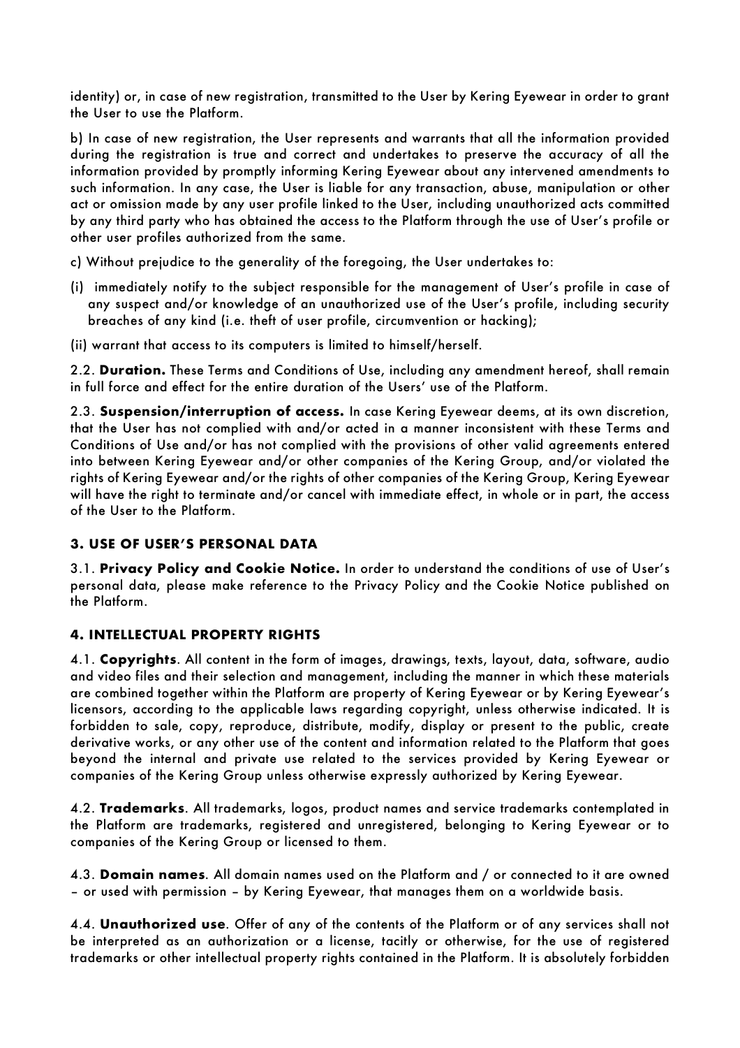identity) or, in case of new registration, transmitted to the User by Kering Eyewear in order to grant the User to use the Platform.

b) In case of new registration, the User represents and warrants that all the information provided during the registration is true and correct and undertakes to preserve the accuracy of all the information provided by promptly informing Kering Eyewear about any intervened amendments to such information. In any case, the User is liable for any transaction, abuse, manipulation or other act or omission made by any user profile linked to the User, including unauthorized acts committed by any third party who has obtained the access to the Platform through the use of User's profile or other user profiles authorized from the same.

c) Without prejudice to the generality of the foregoing, the User undertakes to:

(i) immediately notify to the subject responsible for the management of User's profile in case of any suspect and/or knowledge of an unauthorized use of the User's profile, including security breaches of any kind (i.e. theft of user profile, circumvention or hacking);

(ii) warrant that access to its computers is limited to himself/herself.

2.2. **Duration.** These Terms and Conditions of Use, including any amendment hereof, shall remain in full force and effect for the entire duration of the Users' use of the Platform.

2.3. **Suspension/interruption of access.** In case Kering Eyewear deems, at its own discretion, that the User has not complied with and/or acted in a manner inconsistent with these Terms and Conditions of Use and/or has not complied with the provisions of other valid agreements entered into between Kering Eyewear and/or other companies of the Kering Group, and/or violated the rights of Kering Eyewear and/or the rights of other companies of the Kering Group, Kering Eyewear will have the right to terminate and/or cancel with immediate effect, in whole or in part, the access of the User to the Platform.

## 3. USE OF USER'S PERSONAL DATA

3.1. **Privacy Policy and Cookie Notice.** In order to understand the conditions of use of User's personal data, please make reference to the Privacy Policy and the Cookie Notice published on the Platform.

## 4. INTELLECTUAL PROPERTY RIGHTS

4.1. **Copyrights**. All content in the form of images, drawings, texts, layout, data, software, audio and video files and their selection and management, including the manner in which these materials are combined together within the Platform are property of Kering Eyewear or by Kering Eyewear's licensors, according to the applicable laws regarding copyright, unless otherwise indicated. It is forbidden to sale, copy, reproduce, distribute, modify, display or present to the public, create derivative works, or any other use of the content and information related to the Platform that goes beyond the internal and private use related to the services provided by Kering Eyewear or companies of the Kering Group unless otherwise expressly authorized by Kering Eyewear.

4.2. **Trademarks**. All trademarks, logos, product names and service trademarks contemplated in the Platform are trademarks, registered and unregistered, belonging to Kering Eyewear or to companies of the Kering Group or licensed to them.

4.3. **Domain names**. All domain names used on the Platform and / or connected to it are owned – or used with permission – by Kering Eyewear, that manages them on a worldwide basis.

4.4. **Unauthorized use**. Offer of any of the contents of the Platform or of any services shall not be interpreted as an authorization or a license, tacitly or otherwise, for the use of registered trademarks or other intellectual property rights contained in the Platform. It is absolutely forbidden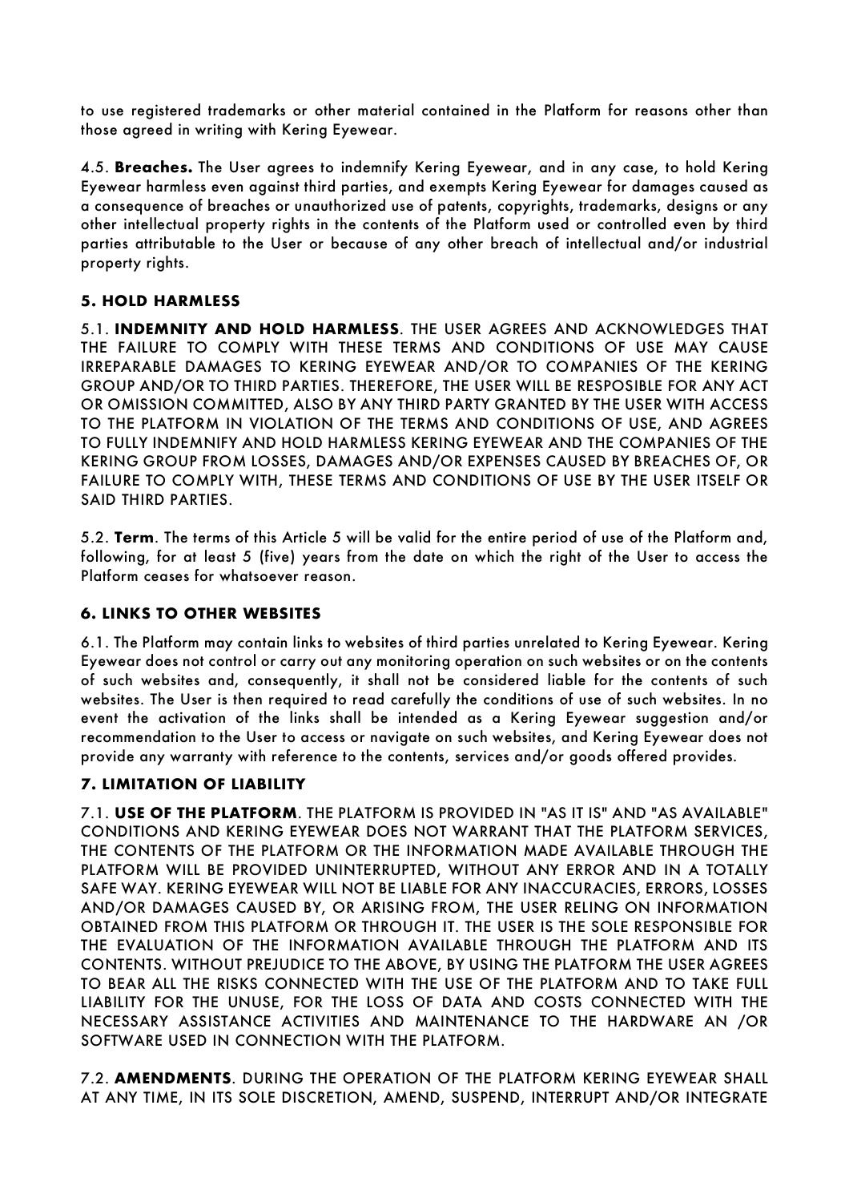to use registered trademarks or other material contained in the Platform for reasons other than those agreed in writing with Kering Eyewear.

4.5. **Breaches.** The User agrees to indemnify Kering Eyewear, and in any case, to hold Kering Eyewear harmless even against third parties, and exempts Kering Eyewear for damages caused as a consequence of breaches or unauthorized use of patents, copyrights, trademarks, designs or any other intellectual property rights in the contents of the Platform used or controlled even by third parties attributable to the User or because of any other breach of intellectual and/or industrial property rights.

## 5. HOLD HARMLESS

5.1. **INDEMNITY AND HOLD HARMLESS**. THE USER AGREES AND ACKNOWLEDGES THAT THE FAILURE TO COMPLY WITH THESE TERMS AND CONDITIONS OF USE MAY CAUSE IRREPARABLE DAMAGES TO KERING EYEWEAR AND/OR TO COMPANIES OF THE KERING GROUP AND/OR TO THIRD PARTIES. THEREFORE, THE USER WILL BE RESPOSIBLE FOR ANY ACT OR OMISSION COMMITTED, ALSO BY ANY THIRD PARTY GRANTED BY THE USER WITH ACCESS TO THE PLATFORM IN VIOLATION OF THE TERMS AND CONDITIONS OF USE, AND AGREES TO FULLY INDEMNIFY AND HOLD HARMLESS KERING EYEWEAR AND THE COMPANIES OF THE KERING GROUP FROM LOSSES, DAMAGES AND/OR EXPENSES CAUSED BY BREACHES OF, OR FAILURE TO COMPLY WITH, THESE TERMS AND CONDITIONS OF USE BY THE USER ITSELF OR SAID THIRD PARTIES.

5.2. **Term**. The terms of this Article 5 will be valid for the entire period of use of the Platform and, following, for at least 5 (five) years from the date on which the right of the User to access the Platform ceases for whatsoever reason.

## 6. LINKS TO OTHER WEBSITES

6.1. The Platform may contain links to websites of third parties unrelated to Kering Eyewear. Kering Eyewear does not control or carry out any monitoring operation on such websites or on the contents of such websites and, consequently, it shall not be considered liable for the contents of such websites. The User is then required to read carefully the conditions of use of such websites. In no event the activation of the links shall be intended as a Kering Eyewear suggestion and/or recommendation to the User to access or navigate on such websites, and Kering Eyewear does not provide any warranty with reference to the contents, services and/or goods offered provides.

## 7. LIMITATION OF LIABILITY

7.1. **USE OF THE PLATFORM**. THE PLATFORM IS PROVIDED IN "AS IT IS" AND "AS AVAILABLE" CONDITIONS AND KERING EYEWEAR DOES NOT WARRANT THAT THE PLATFORM SERVICES, THE CONTENTS OF THE PLATFORM OR THE INFORMATION MADE AVAILABLE THROUGH THE PLATFORM WILL BE PROVIDED UNINTERRUPTED, WITHOUT ANY ERROR AND IN A TOTALLY SAFE WAY. KERING EYEWEAR WILL NOT BE LIABLE FOR ANY INACCURACIES, ERRORS, LOSSES AND/OR DAMAGES CAUSED BY, OR ARISING FROM, THE USER RELING ON INFORMATION OBTAINED FROM THIS PLATFORM OR THROUGH IT. THE USER IS THE SOLE RESPONSIBLE FOR THE EVALUATION OF THE INFORMATION AVAILABLE THROUGH THE PLATFORM AND ITS CONTENTS. WITHOUT PREJUDICE TO THE ABOVE, BY USING THE PLATFORM THE USER AGREES TO BEAR ALL THE RISKS CONNECTED WITH THE USE OF THE PLATFORM AND TO TAKE FULL LIABILITY FOR THE UNUSE, FOR THE LOSS OF DATA AND COSTS CONNECTED WITH THE NECESSARY ASSISTANCE ACTIVITIES AND MAINTENANCE TO THE HARDWARE AN /OR SOFTWARE USED IN CONNECTION WITH THE PLATFORM.

7.2. **AMENDMENTS**. DURING THE OPERATION OF THE PLATFORM KERING EYEWEAR SHALL AT ANY TIME, IN ITS SOLE DISCRETION, AMEND, SUSPEND, INTERRUPT AND/OR INTEGRATE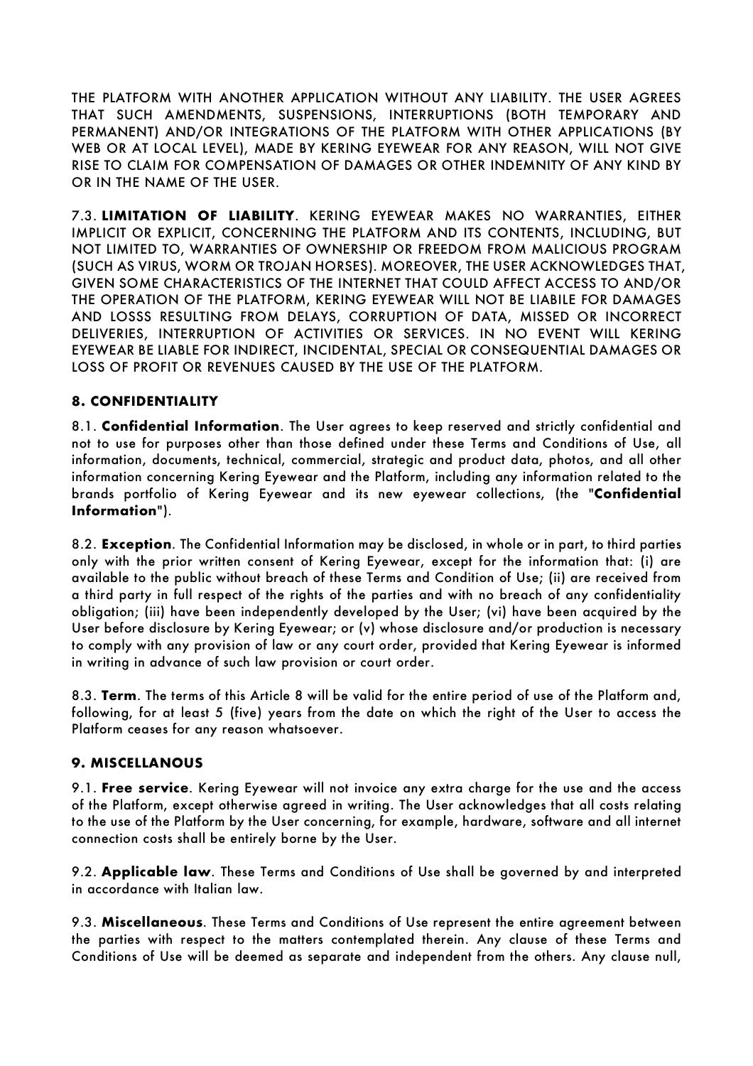THE PLATFORM WITH ANOTHER APPLICATION WITHOUT ANY LIABILITY. THE USER AGREES THAT SUCH AMENDMENTS, SUSPENSIONS, INTERRUPTIONS (BOTH TEMPORARY AND PERMANENT) AND/OR INTEGRATIONS OF THE PLATFORM WITH OTHER APPLICATIONS (BY WEB OR AT LOCAL LEVEL), MADE BY KERING EYEWEAR FOR ANY REASON, WILL NOT GIVE RISE TO CLAIM FOR COMPENSATION OF DAMAGES OR OTHER INDEMNITY OF ANY KIND BY OR IN THE NAME OF THE USER.

7.3. **LIMITATION OF LIABILITY**. KERING EYEWEAR MAKES NO WARRANTIES, EITHER IMPLICIT OR EXPLICIT, CONCERNING THE PLATFORM AND ITS CONTENTS, INCLUDING, BUT NOT LIMITED TO, WARRANTIES OF OWNERSHIP OR FREEDOM FROM MALICIOUS PROGRAM (SUCH AS VIRUS, WORM OR TROJAN HORSES). MOREOVER, THE USER ACKNOWLEDGES THAT, GIVEN SOME CHARACTERISTICS OF THE INTERNET THAT COULD AFFECT ACCESS TO AND/OR THE OPERATION OF THE PLATFORM, KERING EYEWEAR WILL NOT BE LIABILE FOR DAMAGES AND LOSSS RESULTING FROM DELAYS, CORRUPTION OF DATA, MISSED OR INCORRECT DELIVERIES, INTERRUPTION OF ACTIVITIES OR SERVICES. IN NO EVENT WILL KERING EYEWEAR BE LIABLE FOR INDIRECT, INCIDENTAL, SPECIAL OR CONSEQUENTIAL DAMAGES OR LOSS OF PROFIT OR REVENUES CAUSED BY THE USE OF THE PLATFORM.

## 8. CONFIDENTIALITY

8.1. **Confidential Information**. The User agrees to keep reserved and strictly confidential and not to use for purposes other than those defined under these Terms and Conditions of Use, all information, documents, technical, commercial, strategic and product data, photos, and all other information concerning Kering Eyewear and the Platform, including any information related to the brands portfolio of Kering Eyewear and its new eyewear collections, (the "**Confidential Information**").

8.2. **Exception**. The Confidential Information may be disclosed, in whole or in part, to third parties only with the prior written consent of Kering Eyewear, except for the information that: (i) are available to the public without breach of these Terms and Condition of Use; (ii) are received from a third party in full respect of the rights of the parties and with no breach of any confidentiality obligation; (iii) have been independently developed by the User; (vi) have been acquired by the User before disclosure by Kering Eyewear; or (v) whose disclosure and/or production is necessary to comply with any provision of law or any court order, provided that Kering Eyewear is informed in writing in advance of such law provision or court order.

8.3. **Term**. The terms of this Article 8 will be valid for the entire period of use of the Platform and, following, for at least 5 (five) years from the date on which the right of the User to access the Platform ceases for any reason whatsoever.

## 9. MISCELLANOUS

9.1. **Free service**. Kering Eyewear will not invoice any extra charge for the use and the access of the Platform, except otherwise agreed in writing. The User acknowledges that all costs relating to the use of the Platform by the User concerning, for example, hardware, software and all internet connection costs shall be entirely borne by the User.

9.2. **Applicable law**. These Terms and Conditions of Use shall be governed by and interpreted in accordance with Italian law.

9.3. **Miscellaneous**. These Terms and Conditions of Use represent the entire agreement between the parties with respect to the matters contemplated therein. Any clause of these Terms and Conditions of Use will be deemed as separate and independent from the others. Any clause null,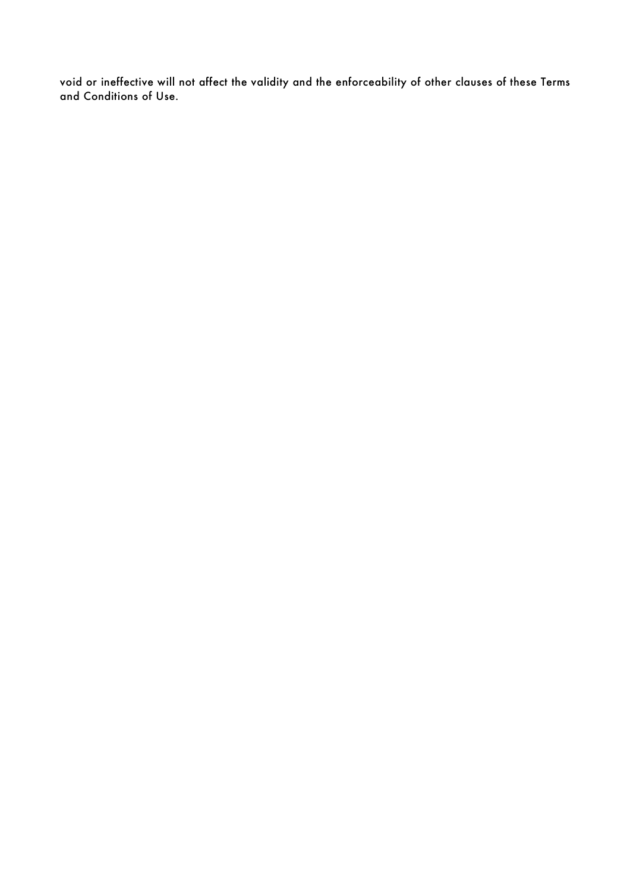void or ineffective will not affect the validity and the enforceability of other clauses of these Terms and Conditions of Use.